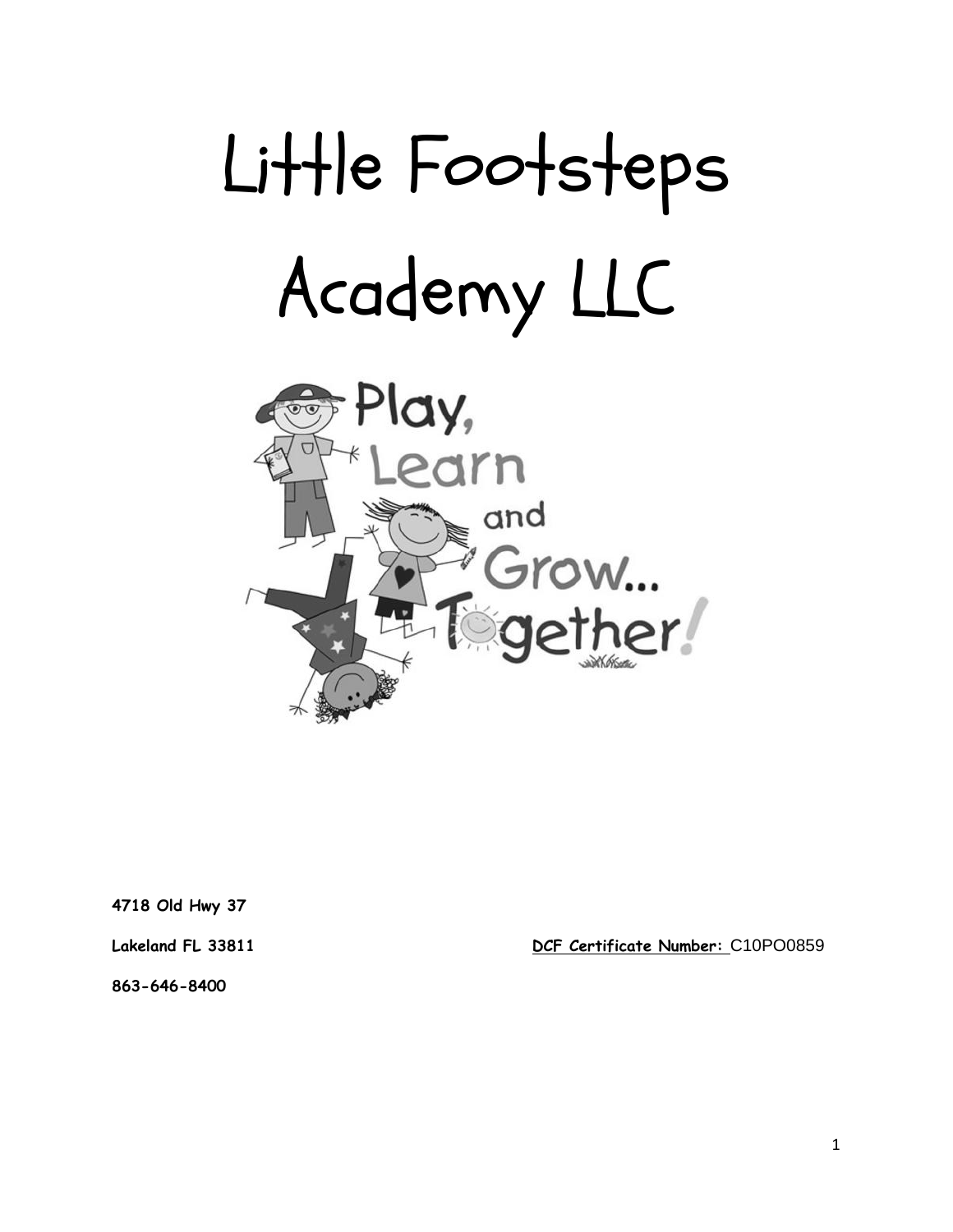# Little Footsteps Academy LLC

Play, Learn and Grow... Together!

**4718 Old Hwy 37**

**Lakeland FL 33811**

**863-646-8400**

**DCF Certificate Number:** C10PO0859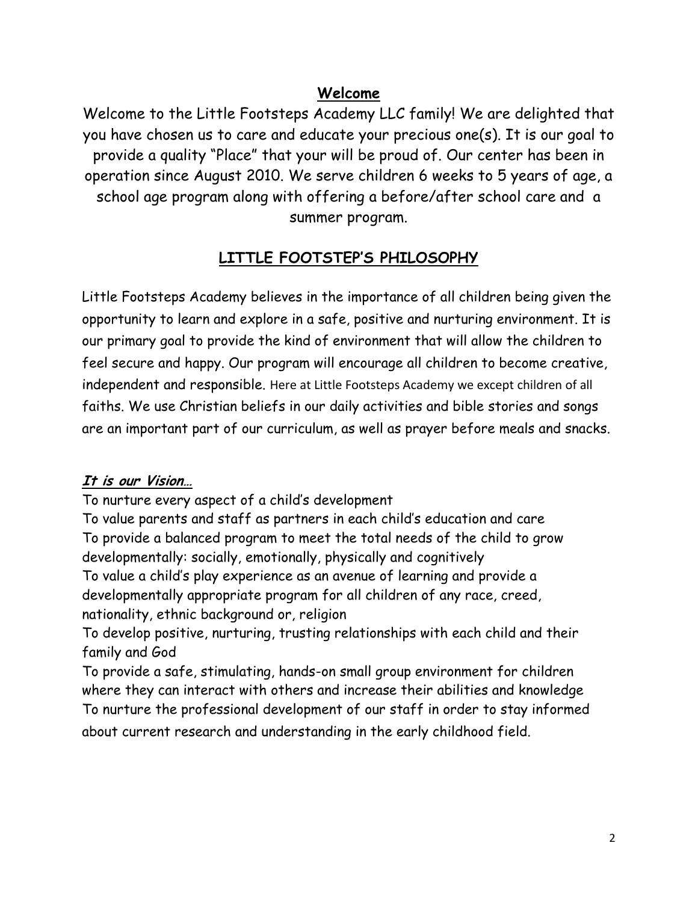## Welcome

Welcome to the Little Footsteps Academy LLC family! We are delighted that you have chosen us to care and educate your precious one(s). It is our goal to provide a quality "Place" that your will be proud of. Our center has been in operation since August 2010. We serve children 6 weeks to 5 years of age, a school age program along with offering a before/after school care and a summer program.

## LITTLE FOOTSTEP'S PHILOSOPHY

Little Footsteps Academy believes in the importance of all children being given the opportunity to learn and explore in a safe, positive and nurturing environment. It is our primary goal to provide the kind of environment that will allow the children to feel secure and happy. Our program will encourage all children to become creative, independent and responsible. Here at Little Footsteps Academy we except children of all faiths. We use Christian beliefs in our daily activities and bible stories and songs are an important part of our curriculum, as well as prayer before meals and snacks.

***It is our Vision…***

To nurture every aspect of a child's development
To value parents and staff as partners in each child's education and care
To provide a balanced program to meet the total needs of the child to grow developmentally: socially, emotionally, physically and cognitively
To value a child's play experience as an avenue of learning and provide a developmentally appropriate program for all children of any race, creed, nationality, ethnic background or, religion
To develop positive, nurturing, trusting relationships with each child and their family and God
To provide a safe, stimulating, hands-on small group environment for children where they can interact with others and increase their abilities and knowledge
To nurture the professional development of our staff in order to stay informed about current research and understanding in the early childhood field.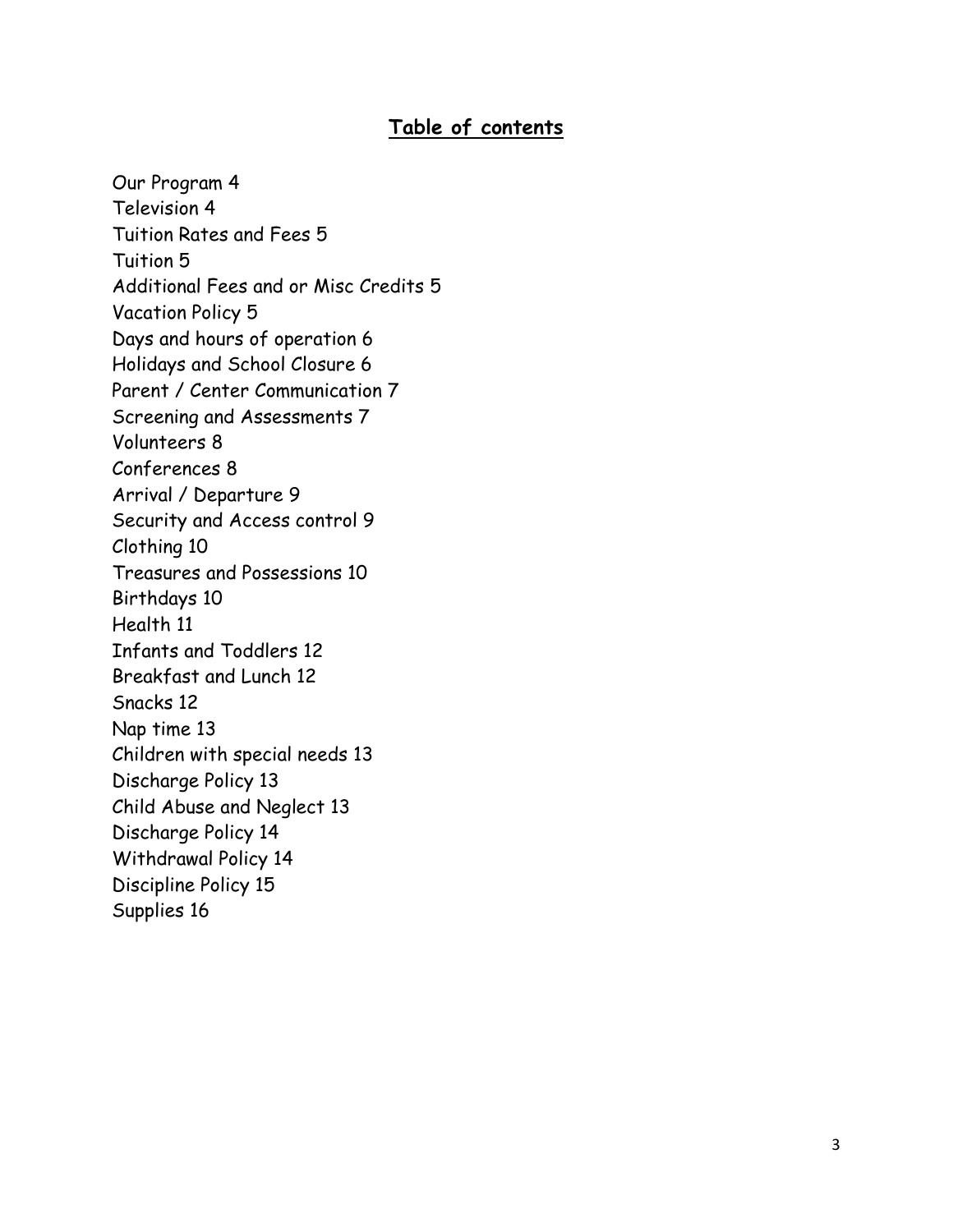## Table of contents

Our Program 4
Television 4
Tuition Rates and Fees 5
Tuition 5
Additional Fees and or Misc Credits 5
Vacation Policy 5
Days and hours of operation 6
Holidays and School Closure 6
Parent / Center Communication 7
Screening and Assessments 7
Volunteers 8
Conferences 8
Arrival / Departure 9
Security and Access control 9
Clothing 10
Treasures and Possessions 10
Birthdays 10
Health 11
Infants and Toddlers 12
Breakfast and Lunch 12
Snacks 12
Nap time 13
Children with special needs 13
Discharge Policy 13
Child Abuse and Neglect 13
Discharge Policy 14
Withdrawal Policy 14
Discipline Policy 15
Supplies 16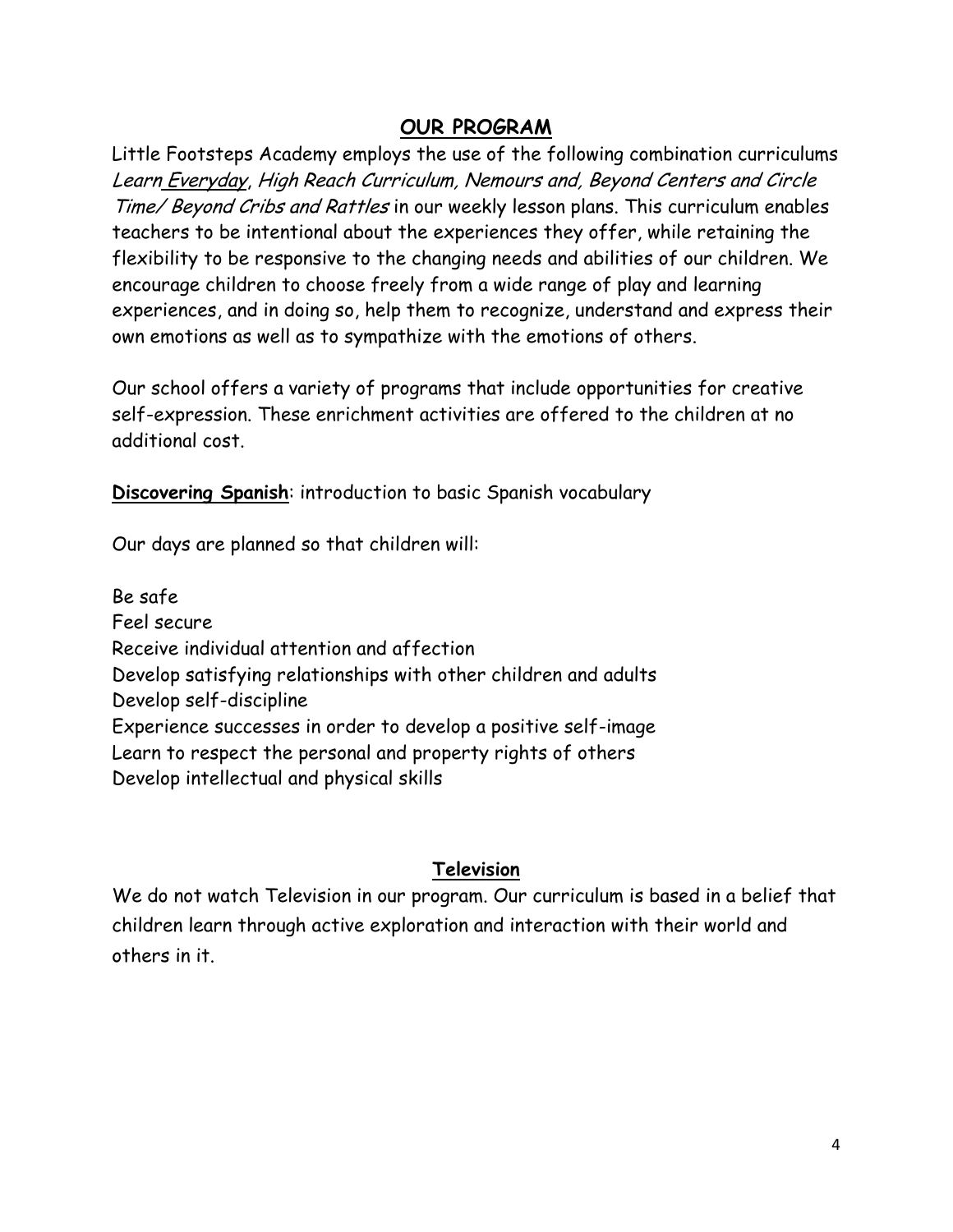## OUR PROGRAM

Little Footsteps Academy employs the use of the following combination curriculums *Learn Everyday*, *High Reach Curriculum, Nemours and, Beyond Centers and Circle Time/ Beyond Cribs and Rattles* in our weekly lesson plans. This curriculum enables teachers to be intentional about the experiences they offer, while retaining the flexibility to be responsive to the changing needs and abilities of our children. We encourage children to choose freely from a wide range of play and learning experiences, and in doing so, help them to recognize, understand and express their own emotions as well as to sympathize with the emotions of others.

Our school offers a variety of programs that include opportunities for creative self-expression. These enrichment activities are offered to the children at no additional cost.

**Discovering Spanish**: introduction to basic Spanish vocabulary

Our days are planned so that children will:

Be safe
Feel secure
Receive individual attention and affection
Develop satisfying relationships with other children and adults
Develop self-discipline
Experience successes in order to develop a positive self-image
Learn to respect the personal and property rights of others
Develop intellectual and physical skills

## Television

We do not watch Television in our program. Our curriculum is based in a belief that children learn through active exploration and interaction with their world and others in it.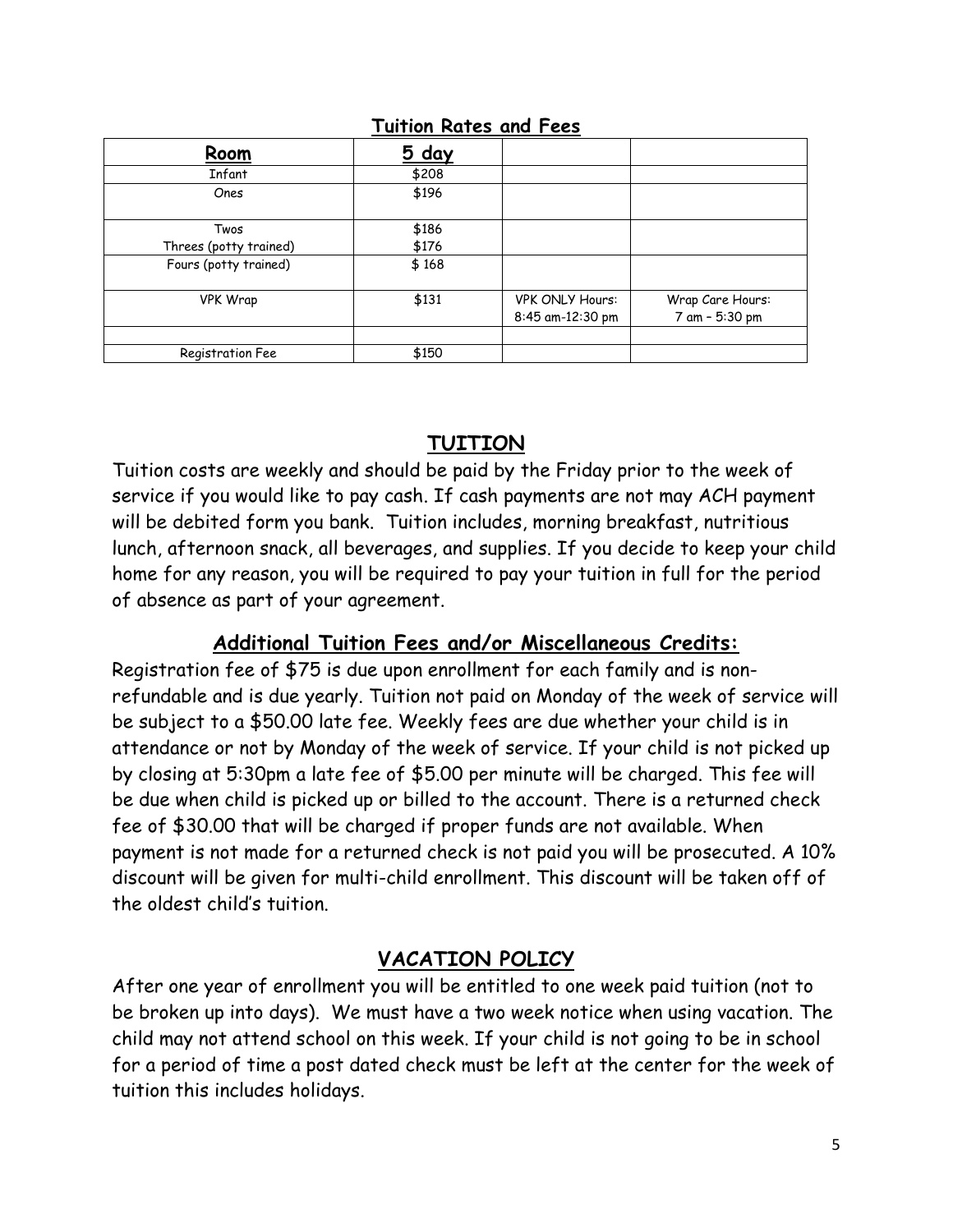## Tuition Rates and Fees

| Room | 5 day | | |
|---|---|---|---|
| Infant | $208 | | |
| Ones | $196 | | |
| Twos<br>Threes (potty trained) | $186<br>$176 | | |
| Fours (potty trained) | $ 168 | | |
| VPK Wrap | $131 | VPK ONLY Hours:<br>8:45 am-12:30 pm | Wrap Care Hours:<br>7 am – 5:30 pm |
| | | | |
| Registration Fee | $150 | | |

## TUITION

Tuition costs are weekly and should be paid by the Friday prior to the week of service if you would like to pay cash. If cash payments are not may ACH payment will be debited form you bank. Tuition includes, morning breakfast, nutritious lunch, afternoon snack, all beverages, and supplies. If you decide to keep your child home for any reason, you will be required to pay your tuition in full for the period of absence as part of your agreement.

### Additional Tuition Fees and/or Miscellaneous Credits:

Registration fee of $75 is due upon enrollment for each family and is non-refundable and is due yearly. Tuition not paid on Monday of the week of service will be subject to a $50.00 late fee. Weekly fees are due whether your child is in attendance or not by Monday of the week of service. If your child is not picked up by closing at 5:30pm a late fee of $5.00 per minute will be charged. This fee will be due when child is picked up or billed to the account. There is a returned check fee of $30.00 that will be charged if proper funds are not available. When payment is not made for a returned check is not paid you will be prosecuted. A 10% discount will be given for multi-child enrollment. This discount will be taken off of the oldest child's tuition.

## VACATION POLICY

After one year of enrollment you will be entitled to one week paid tuition (not to be broken up into days). We must have a two week notice when using vacation. The child may not attend school on this week. If your child is not going to be in school for a period of time a post dated check must be left at the center for the week of tuition this includes holidays.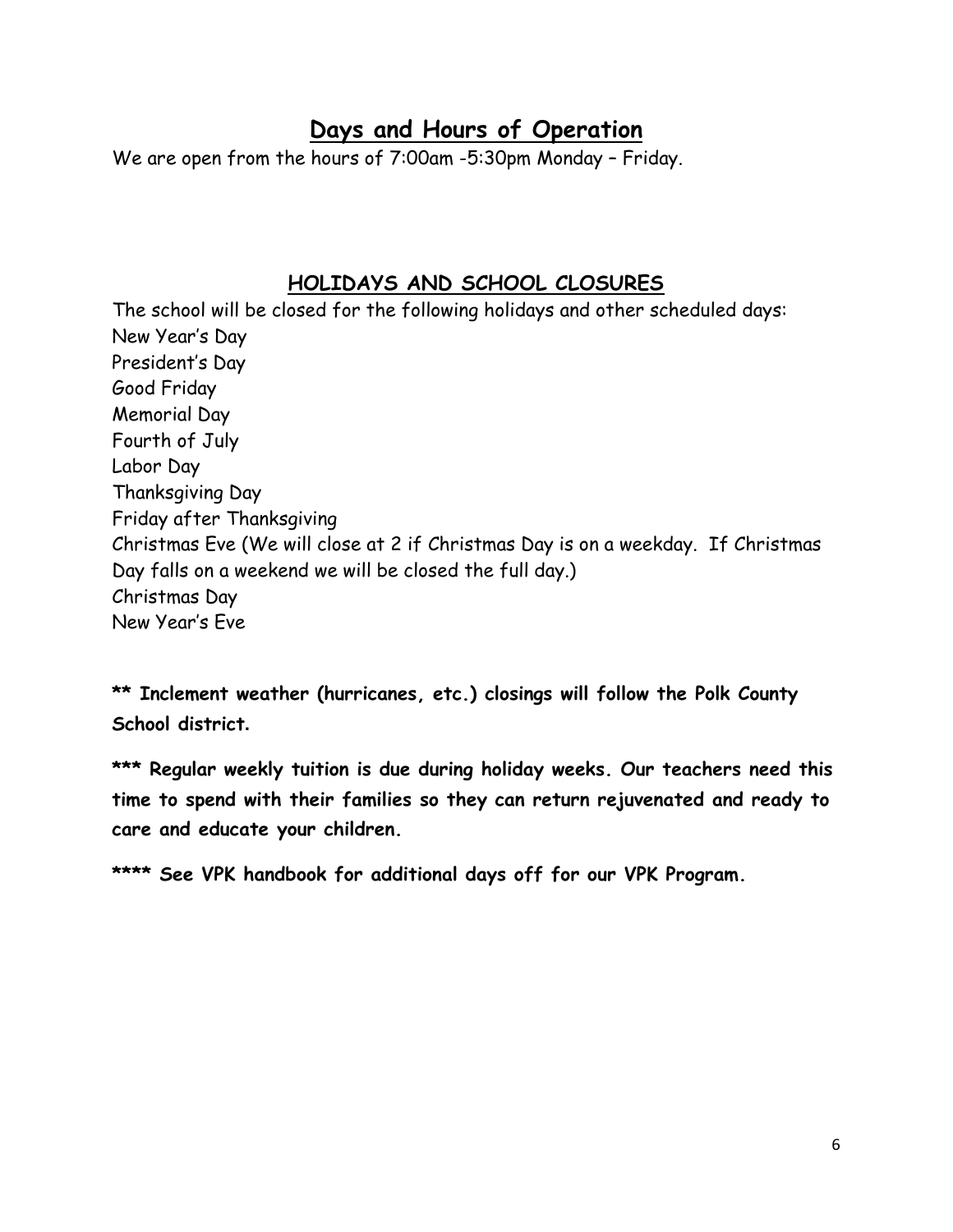## Days and Hours of Operation

We are open from the hours of 7:00am -5:30pm Monday – Friday.

## HOLIDAYS AND SCHOOL CLOSURES

The school will be closed for the following holidays and other scheduled days:

New Year's Day
President's Day
Good Friday
Memorial Day
Fourth of July
Labor Day
Thanksgiving Day
Friday after Thanksgiving
Christmas Eve (We will close at 2 if Christmas Day is on a weekday. If Christmas Day falls on a weekend we will be closed the full day.)
Christmas Day
New Year's Eve

**\** Inclement weather (hurricanes, etc.) closings will follow the Polk County School district.**

**\*** Regular weekly tuition is due during holiday weeks. Our teachers need this time to spend with their families so they can return rejuvenated and ready to care and educate your children.**

**\**** See VPK handbook for additional days off for our VPK Program.**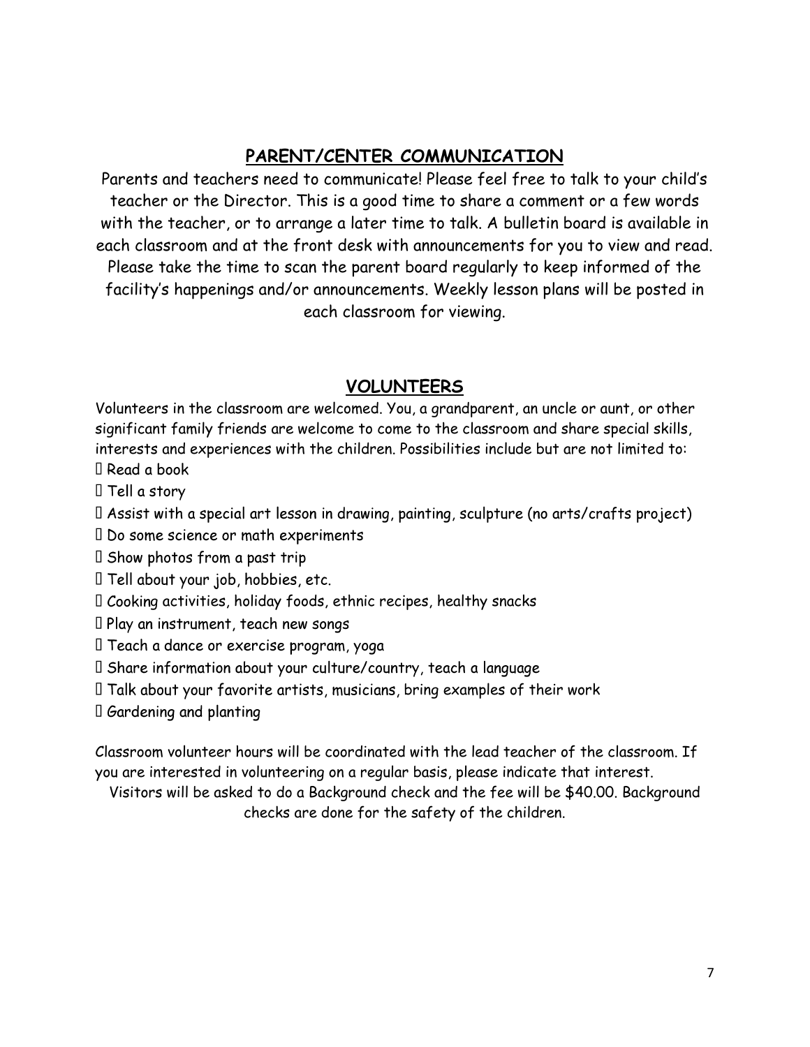## PARENT/CENTER COMMUNICATION

Parents and teachers need to communicate! Please feel free to talk to your child's teacher or the Director. This is a good time to share a comment or a few words with the teacher, or to arrange a later time to talk. A bulletin board is available in each classroom and at the front desk with announcements for you to view and read. Please take the time to scan the parent board regularly to keep informed of the facility's happenings and/or announcements. Weekly lesson plans will be posted in each classroom for viewing.

## VOLUNTEERS

Volunteers in the classroom are welcomed. You, a grandparent, an uncle or aunt, or other significant family friends are welcome to come to the classroom and share special skills, interests and experiences with the children. Possibilities include but are not limited to:

- Read a book
- Tell a story
- Assist with a special art lesson in drawing, painting, sculpture (no arts/crafts project)
- Do some science or math experiments
- Show photos from a past trip
- Tell about your job, hobbies, etc.
- Cooking activities, holiday foods, ethnic recipes, healthy snacks
- Play an instrument, teach new songs
- Teach a dance or exercise program, yoga
- Share information about your culture/country, teach a language
- Talk about your favorite artists, musicians, bring examples of their work
- Gardening and planting

Classroom volunteer hours will be coordinated with the lead teacher of the classroom. If you are interested in volunteering on a regular basis, please indicate that interest.

Visitors will be asked to do a Background check and the fee will be $40.00. Background checks are done for the safety of the children.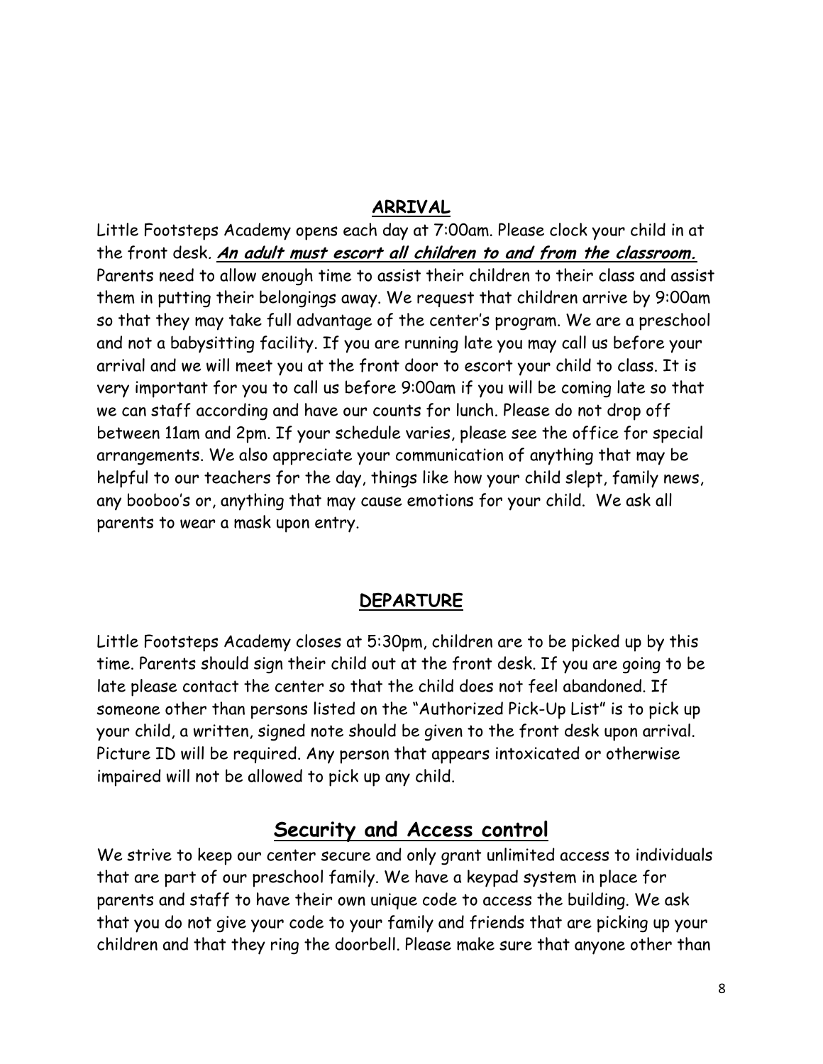## ARRIVAL

Little Footsteps Academy opens each day at 7:00am. Please clock your child in at the front desk. ***An adult must escort all children to and from the classroom.*** Parents need to allow enough time to assist their children to their class and assist them in putting their belongings away. We request that children arrive by 9:00am so that they may take full advantage of the center's program. We are a preschool and not a babysitting facility. If you are running late you may call us before your arrival and we will meet you at the front door to escort your child to class. It is very important for you to call us before 9:00am if you will be coming late so that we can staff according and have our counts for lunch. Please do not drop off between 11am and 2pm. If your schedule varies, please see the office for special arrangements. We also appreciate your communication of anything that may be helpful to our teachers for the day, things like how your child slept, family news, any booboo's or, anything that may cause emotions for your child. We ask all parents to wear a mask upon entry.

## DEPARTURE

Little Footsteps Academy closes at 5:30pm, children are to be picked up by this time. Parents should sign their child out at the front desk. If you are going to be late please contact the center so that the child does not feel abandoned. If someone other than persons listed on the "Authorized Pick-Up List" is to pick up your child, a written, signed note should be given to the front desk upon arrival. Picture ID will be required. Any person that appears intoxicated or otherwise impaired will not be allowed to pick up any child.

## Security and Access control

We strive to keep our center secure and only grant unlimited access to individuals that are part of our preschool family. We have a keypad system in place for parents and staff to have their own unique code to access the building. We ask that you do not give your code to your family and friends that are picking up your children and that they ring the doorbell. Please make sure that anyone other than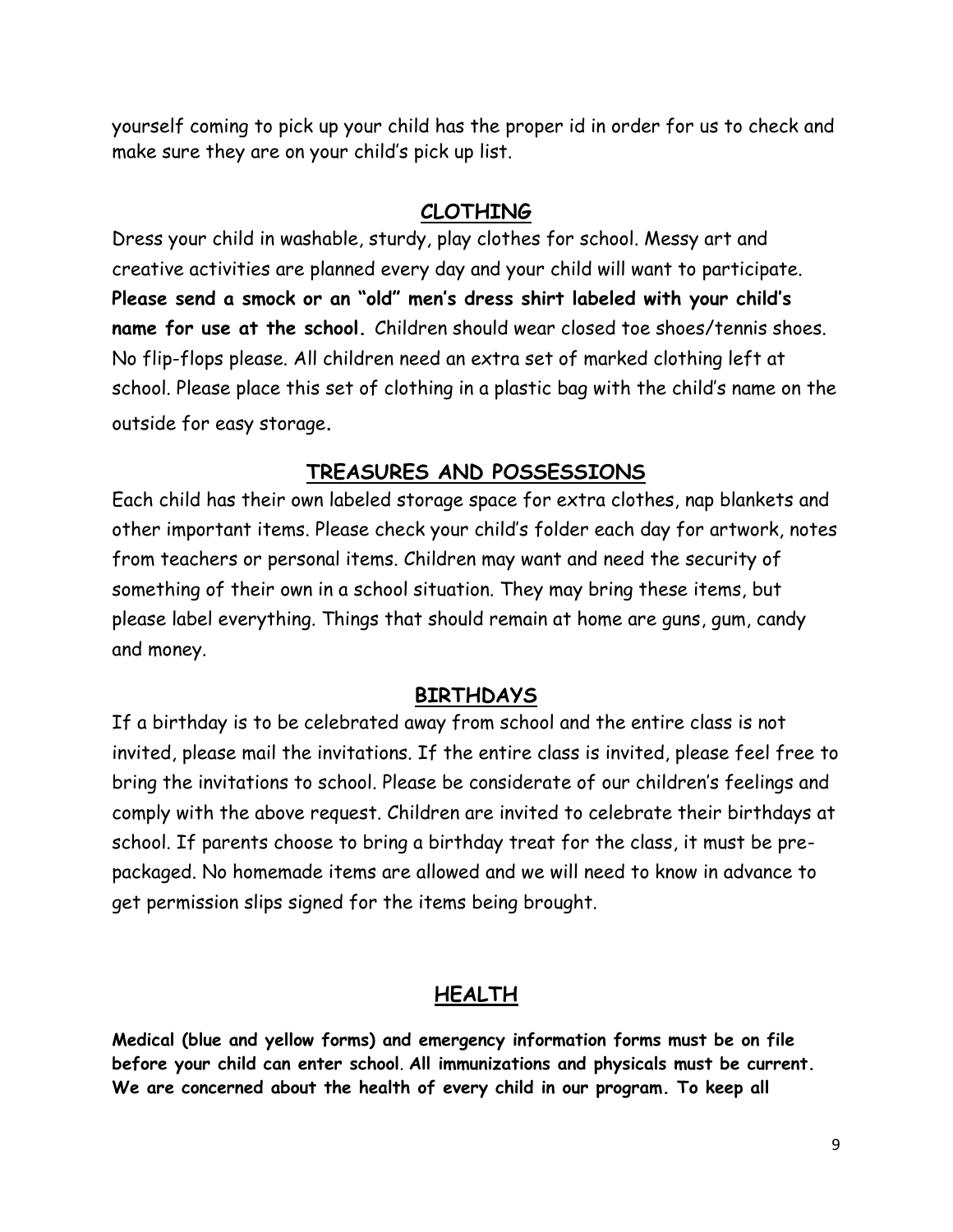yourself coming to pick up your child has the proper id in order for us to check and make sure they are on your child's pick up list.

## CLOTHING

Dress your child in washable, sturdy, play clothes for school. Messy art and creative activities are planned every day and your child will want to participate. **Please send a smock or an "old" men's dress shirt labeled with your child's name for use at the school.** Children should wear closed toe shoes/tennis shoes. No flip-flops please. All children need an extra set of marked clothing left at school. Please place this set of clothing in a plastic bag with the child's name on the outside for easy storage.

## TREASURES AND POSSESSIONS

Each child has their own labeled storage space for extra clothes, nap blankets and other important items. Please check your child's folder each day for artwork, notes from teachers or personal items. Children may want and need the security of something of their own in a school situation. They may bring these items, but please label everything. Things that should remain at home are guns, gum, candy and money.

## BIRTHDAYS

If a birthday is to be celebrated away from school and the entire class is not invited, please mail the invitations. If the entire class is invited, please feel free to bring the invitations to school. Please be considerate of our children's feelings and comply with the above request. Children are invited to celebrate their birthdays at school. If parents choose to bring a birthday treat for the class, it must be pre-packaged. No homemade items are allowed and we will need to know in advance to get permission slips signed for the items being brought.

## HEALTH

**Medical (blue and yellow forms) and emergency information forms must be on file before your child can enter school. All immunizations and physicals must be current. We are concerned about the health of every child in our program. To keep all**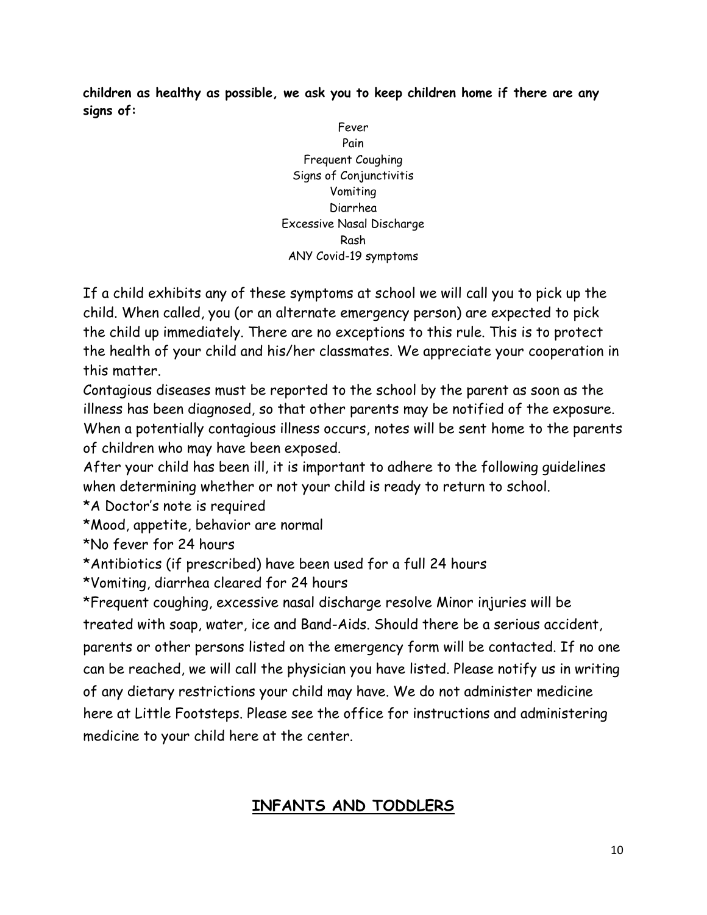**children as healthy as possible, we ask you to keep children home if there are any signs of:**

Fever
Pain
Frequent Coughing
Signs of Conjunctivitis
Vomiting
Diarrhea
Excessive Nasal Discharge
Rash
ANY Covid-19 symptoms

If a child exhibits any of these symptoms at school we will call you to pick up the child. When called, you (or an alternate emergency person) are expected to pick the child up immediately. There are no exceptions to this rule. This is to protect the health of your child and his/her classmates. We appreciate your cooperation in this matter.

Contagious diseases must be reported to the school by the parent as soon as the illness has been diagnosed, so that other parents may be notified of the exposure. When a potentially contagious illness occurs, notes will be sent home to the parents of children who may have been exposed.

After your child has been ill, it is important to adhere to the following guidelines when determining whether or not your child is ready to return to school.

*A Doctor's note is required

*Mood, appetite, behavior are normal

*No fever for 24 hours

*Antibiotics (if prescribed) have been used for a full 24 hours

*Vomiting, diarrhea cleared for 24 hours

*Frequent coughing, excessive nasal discharge resolve Minor injuries will be treated with soap, water, ice and Band-Aids. Should there be a serious accident, parents or other persons listed on the emergency form will be contacted. If no one can be reached, we will call the physician you have listed. Please notify us in writing of any dietary restrictions your child may have. We do not administer medicine here at Little Footsteps. Please see the office for instructions and administering medicine to your child here at the center.

## INFANTS AND TODDLERS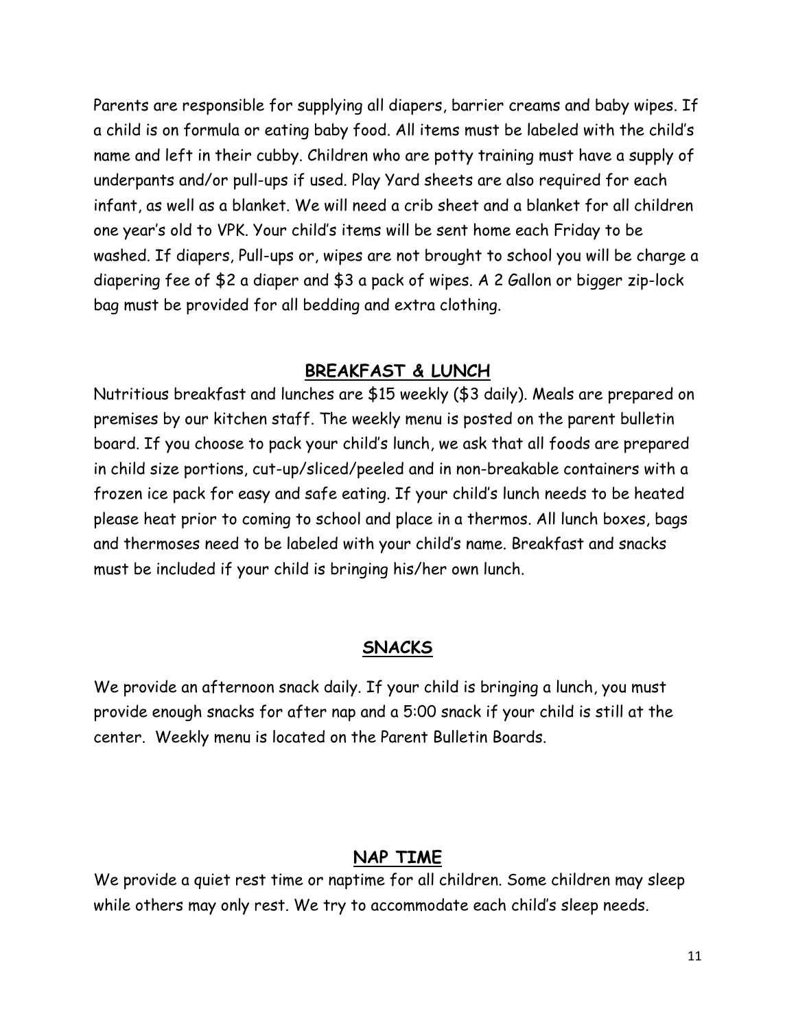Parents are responsible for supplying all diapers, barrier creams and baby wipes. If a child is on formula or eating baby food. All items must be labeled with the child's name and left in their cubby. Children who are potty training must have a supply of underpants and/or pull-ups if used. Play Yard sheets are also required for each infant, as well as a blanket. We will need a crib sheet and a blanket for all children one year's old to VPK. Your child's items will be sent home each Friday to be washed. If diapers, Pull-ups or, wipes are not brought to school you will be charge a diapering fee of $2 a diaper and $3 a pack of wipes. A 2 Gallon or bigger zip-lock bag must be provided for all bedding and extra clothing.

## BREAKFAST & LUNCH

Nutritious breakfast and lunches are $15 weekly ($3 daily). Meals are prepared on premises by our kitchen staff. The weekly menu is posted on the parent bulletin board. If you choose to pack your child's lunch, we ask that all foods are prepared in child size portions, cut-up/sliced/peeled and in non-breakable containers with a frozen ice pack for easy and safe eating. If your child's lunch needs to be heated please heat prior to coming to school and place in a thermos. All lunch boxes, bags and thermoses need to be labeled with your child's name. Breakfast and snacks must be included if your child is bringing his/her own lunch.

## SNACKS

We provide an afternoon snack daily. If your child is bringing a lunch, you must provide enough snacks for after nap and a 5:00 snack if your child is still at the center. Weekly menu is located on the Parent Bulletin Boards.

## NAP TIME

We provide a quiet rest time or naptime for all children. Some children may sleep while others may only rest. We try to accommodate each child's sleep needs.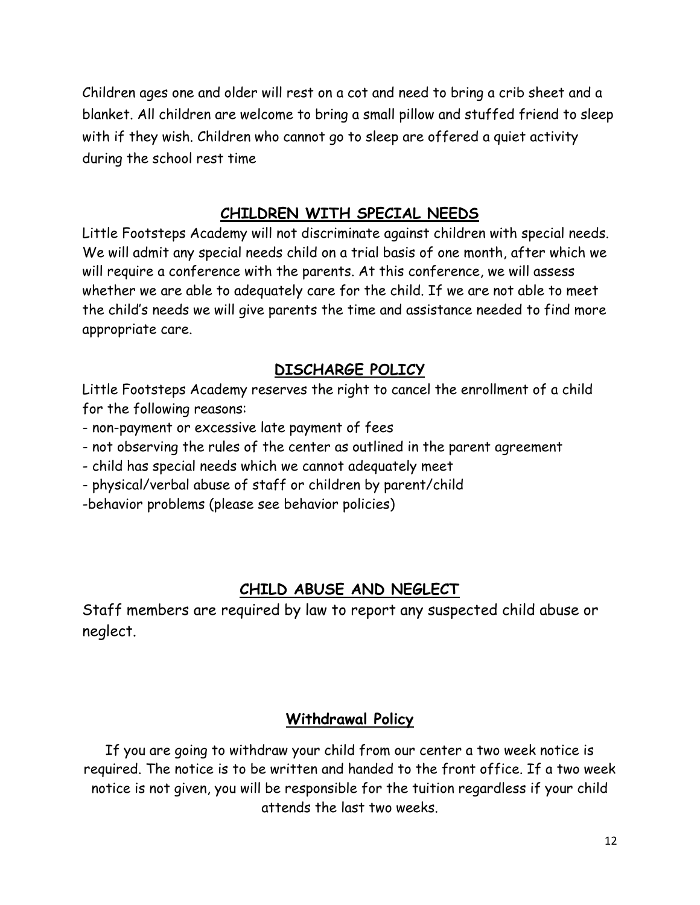Children ages one and older will rest on a cot and need to bring a crib sheet and a blanket. All children are welcome to bring a small pillow and stuffed friend to sleep with if they wish. Children who cannot go to sleep are offered a quiet activity during the school rest time

## CHILDREN WITH SPECIAL NEEDS

Little Footsteps Academy will not discriminate against children with special needs. We will admit any special needs child on a trial basis of one month, after which we will require a conference with the parents. At this conference, we will assess whether we are able to adequately care for the child. If we are not able to meet the child's needs we will give parents the time and assistance needed to find more appropriate care.

## DISCHARGE POLICY

Little Footsteps Academy reserves the right to cancel the enrollment of a child for the following reasons:

- non-payment or excessive late payment of fees
- not observing the rules of the center as outlined in the parent agreement
- child has special needs which we cannot adequately meet
- physical/verbal abuse of staff or children by parent/child
- behavior problems (please see behavior policies)

## CHILD ABUSE AND NEGLECT

Staff members are required by law to report any suspected child abuse or neglect.

## Withdrawal Policy

If you are going to withdraw your child from our center a two week notice is required. The notice is to be written and handed to the front office. If a two week notice is not given, you will be responsible for the tuition regardless if your child attends the last two weeks.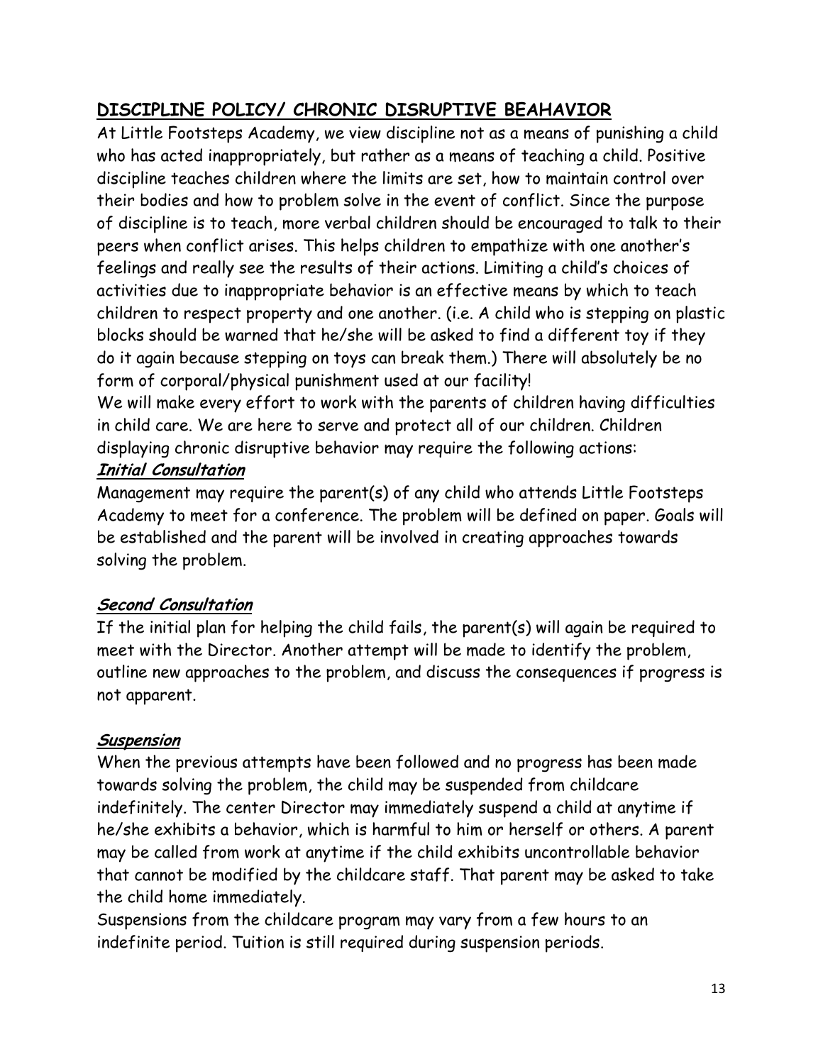## DISCIPLINE POLICY/ CHRONIC DISRUPTIVE BEAHAVIOR

At Little Footsteps Academy, we view discipline not as a means of punishing a child who has acted inappropriately, but rather as a means of teaching a child. Positive discipline teaches children where the limits are set, how to maintain control over their bodies and how to problem solve in the event of conflict. Since the purpose of discipline is to teach, more verbal children should be encouraged to talk to their peers when conflict arises. This helps children to empathize with one another's feelings and really see the results of their actions. Limiting a child's choices of activities due to inappropriate behavior is an effective means by which to teach children to respect property and one another. (i.e. A child who is stepping on plastic blocks should be warned that he/she will be asked to find a different toy if they do it again because stepping on toys can break them.) There will absolutely be no form of corporal/physical punishment used at our facility!

We will make every effort to work with the parents of children having difficulties in child care. We are here to serve and protect all of our children. Children displaying chronic disruptive behavior may require the following actions:

### *Initial Consultation*

Management may require the parent(s) of any child who attends Little Footsteps Academy to meet for a conference. The problem will be defined on paper. Goals will be established and the parent will be involved in creating approaches towards solving the problem.

### *Second Consultation*

If the initial plan for helping the child fails, the parent(s) will again be required to meet with the Director. Another attempt will be made to identify the problem, outline new approaches to the problem, and discuss the consequences if progress is not apparent.

### *Suspension*

When the previous attempts have been followed and no progress has been made towards solving the problem, the child may be suspended from childcare indefinitely. The center Director may immediately suspend a child at anytime if he/she exhibits a behavior, which is harmful to him or herself or others. A parent may be called from work at anytime if the child exhibits uncontrollable behavior that cannot be modified by the childcare staff. That parent may be asked to take the child home immediately.

Suspensions from the childcare program may vary from a few hours to an indefinite period. Tuition is still required during suspension periods.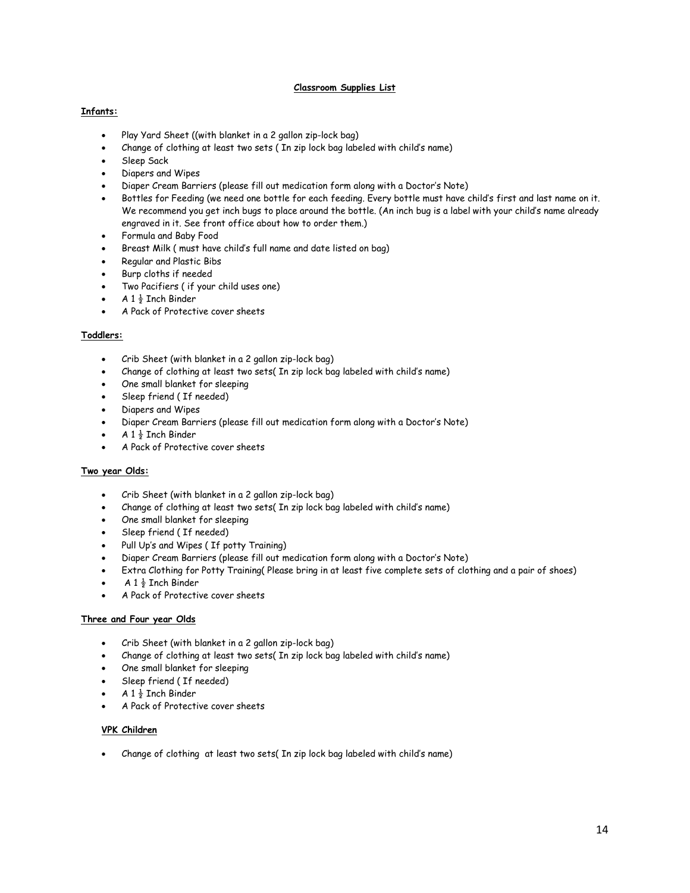**Classroom Supplies List**

**Infants:**

- Play Yard Sheet ((with blanket in a 2 gallon zip-lock bag)
- Change of clothing at least two sets ( In zip lock bag labeled with child's name)
- Sleep Sack
- Diapers and Wipes
- Diaper Cream Barriers (please fill out medication form along with a Doctor's Note)
- Bottles for Feeding (we need one bottle for each feeding. Every bottle must have child's first and last name on it. We recommend you get inch bugs to place around the bottle. (An inch bug is a label with your child's name already engraved in it. See front office about how to order them.)
- Formula and Baby Food
- Breast Milk ( must have child's full name and date listed on bag)
- Regular and Plastic Bibs
- Burp cloths if needed
- Two Pacifiers ( if your child uses one)
- A 1 ½ Inch Binder
- A Pack of Protective cover sheets

**Toddlers:**

- Crib Sheet (with blanket in a 2 gallon zip-lock bag)
- Change of clothing at least two sets( In zip lock bag labeled with child's name)
- One small blanket for sleeping
- Sleep friend ( If needed)
- Diapers and Wipes
- Diaper Cream Barriers (please fill out medication form along with a Doctor's Note)
- A 1 ½ Inch Binder
- A Pack of Protective cover sheets

**Two year Olds:**

- Crib Sheet (with blanket in a 2 gallon zip-lock bag)
- Change of clothing at least two sets( In zip lock bag labeled with child's name)
- One small blanket for sleeping
- Sleep friend ( If needed)
- Pull Up's and Wipes ( If potty Training)
- Diaper Cream Barriers (please fill out medication form along with a Doctor's Note)
- Extra Clothing for Potty Training( Please bring in at least five complete sets of clothing and a pair of shoes)
- A 1 ½ Inch Binder
- A Pack of Protective cover sheets

**Three and Four year Olds**

- Crib Sheet (with blanket in a 2 gallon zip-lock bag)
- Change of clothing at least two sets( In zip lock bag labeled with child's name)
- One small blanket for sleeping
- Sleep friend ( If needed)
- A 1 ½ Inch Binder
- A Pack of Protective cover sheets

**VPK Children**

- Change of clothing at least two sets( In zip lock bag labeled with child's name)